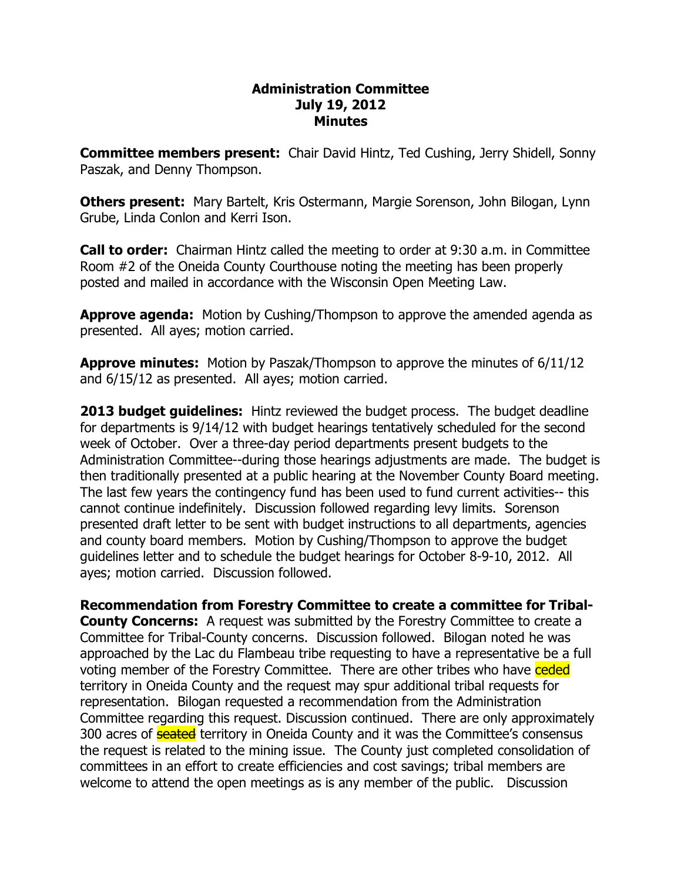**Administration Committee**
**July 19, 2012**
**Minutes**

**Committee members present:** Chair David Hintz, Ted Cushing, Jerry Shidell, Sonny Paszak, and Denny Thompson.

**Others present:** Mary Bartelt, Kris Ostermann, Margie Sorenson, John Bilogan, Lynn Grube, Linda Conlon and Kerri Ison.

**Call to order:** Chairman Hintz called the meeting to order at 9:30 a.m. in Committee Room #2 of the Oneida County Courthouse noting the meeting has been properly posted and mailed in accordance with the Wisconsin Open Meeting Law.

**Approve agenda:** Motion by Cushing/Thompson to approve the amended agenda as presented. All ayes; motion carried.

**Approve minutes:** Motion by Paszak/Thompson to approve the minutes of 6/11/12 and 6/15/12 as presented. All ayes; motion carried.

**2013 budget guidelines:** Hintz reviewed the budget process. The budget deadline for departments is 9/14/12 with budget hearings tentatively scheduled for the second week of October. Over a three-day period departments present budgets to the Administration Committee--during those hearings adjustments are made. The budget is then traditionally presented at a public hearing at the November County Board meeting. The last few years the contingency fund has been used to fund current activities-- this cannot continue indefinitely. Discussion followed regarding levy limits. Sorenson presented draft letter to be sent with budget instructions to all departments, agencies and county board members. Motion by Cushing/Thompson to approve the budget guidelines letter and to schedule the budget hearings for October 8-9-10, 2012. All ayes; motion carried. Discussion followed.

**Recommendation from Forestry Committee to create a committee for Tribal-County Concerns:** A request was submitted by the Forestry Committee to create a Committee for Tribal-County concerns. Discussion followed. Bilogan noted he was approached by the Lac du Flambeau tribe requesting to have a representative be a full voting member of the Forestry Committee. There are other tribes who have ceded territory in Oneida County and the request may spur additional tribal requests for representation. Bilogan requested a recommendation from the Administration Committee regarding this request. Discussion continued. There are only approximately 300 acres of ~~seated~~ territory in Oneida County and it was the Committee's consensus the request is related to the mining issue. The County just completed consolidation of committees in an effort to create efficiencies and cost savings; tribal members are welcome to attend the open meetings as is any member of the public. Discussion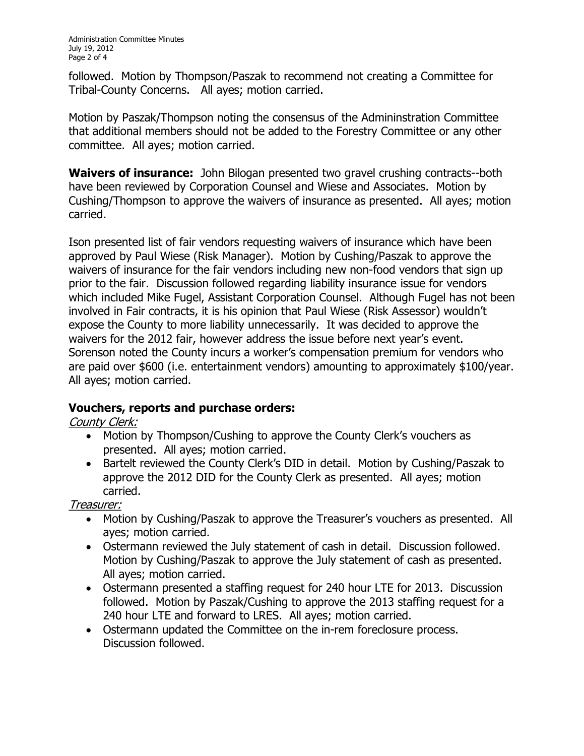followed. Motion by Thompson/Paszak to recommend not creating a Committee for Tribal-County Concerns. All ayes; motion carried.

Motion by Paszak/Thompson noting the consensus of the Admininstration Committee that additional members should not be added to the Forestry Committee or any other committee. All ayes; motion carried.

**Waivers of insurance:** John Bilogan presented two gravel crushing contracts--both have been reviewed by Corporation Counsel and Wiese and Associates. Motion by Cushing/Thompson to approve the waivers of insurance as presented. All ayes; motion carried.

Ison presented list of fair vendors requesting waivers of insurance which have been approved by Paul Wiese (Risk Manager). Motion by Cushing/Paszak to approve the waivers of insurance for the fair vendors including new non-food vendors that sign up prior to the fair. Discussion followed regarding liability insurance issue for vendors which included Mike Fugel, Assistant Corporation Counsel. Although Fugel has not been involved in Fair contracts, it is his opinion that Paul Wiese (Risk Assessor) wouldn't expose the County to more liability unnecessarily. It was decided to approve the waivers for the 2012 fair, however address the issue before next year's event. Sorenson noted the County incurs a worker's compensation premium for vendors who are paid over $600 (i.e. entertainment vendors) amounting to approximately $100/year. All ayes; motion carried.

**Vouchers, reports and purchase orders:**

*County Clerk:*

- Motion by Thompson/Cushing to approve the County Clerk's vouchers as presented. All ayes; motion carried.
- Bartelt reviewed the County Clerk's DID in detail. Motion by Cushing/Paszak to approve the 2012 DID for the County Clerk as presented. All ayes; motion carried.

*Treasurer:*

- Motion by Cushing/Paszak to approve the Treasurer's vouchers as presented. All ayes; motion carried.
- Ostermann reviewed the July statement of cash in detail. Discussion followed. Motion by Cushing/Paszak to approve the July statement of cash as presented. All ayes; motion carried.
- Ostermann presented a staffing request for 240 hour LTE for 2013. Discussion followed. Motion by Paszak/Cushing to approve the 2013 staffing request for a 240 hour LTE and forward to LRES. All ayes; motion carried.
- Ostermann updated the Committee on the in-rem foreclosure process. Discussion followed.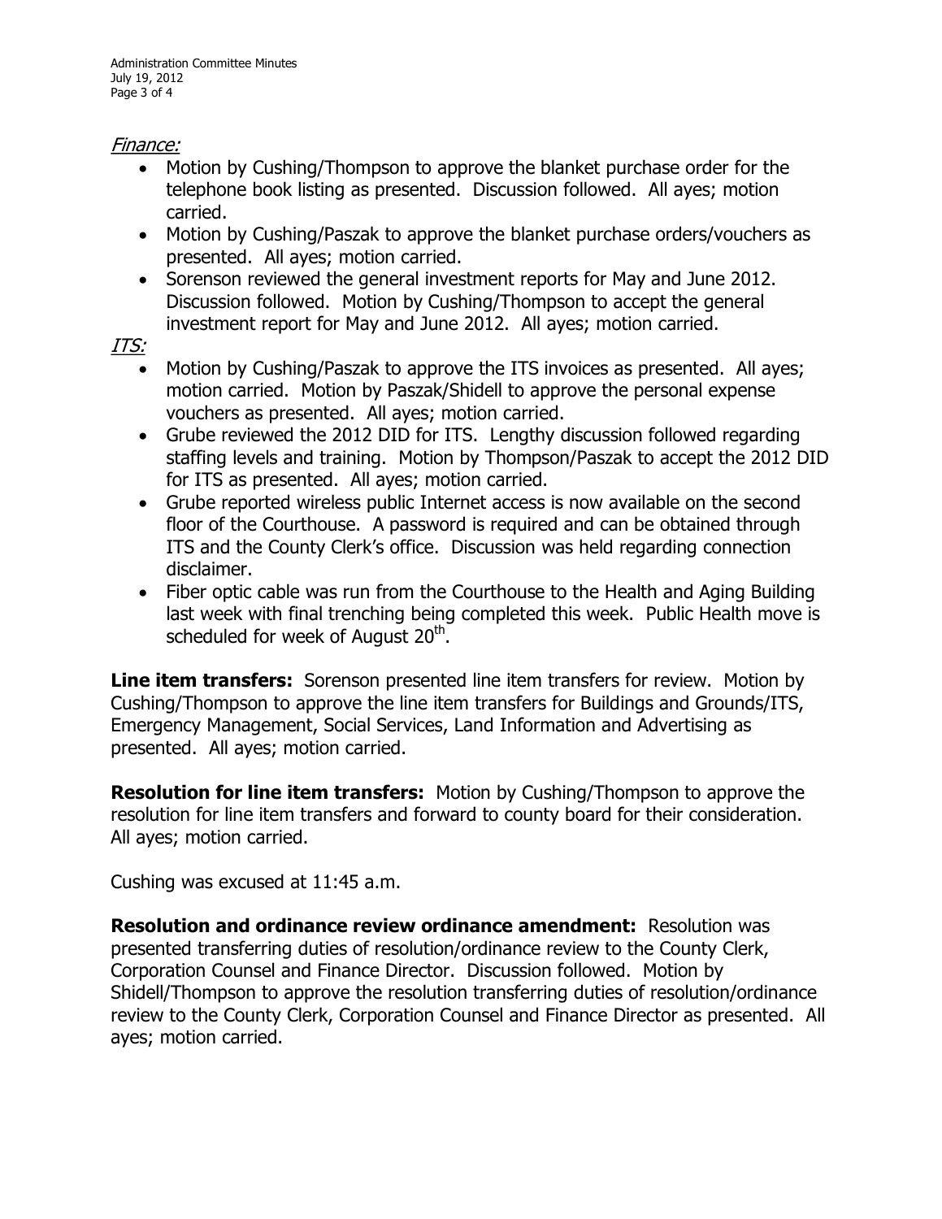*Finance:*

- Motion by Cushing/Thompson to approve the blanket purchase order for the telephone book listing as presented. Discussion followed. All ayes; motion carried.
- Motion by Cushing/Paszak to approve the blanket purchase orders/vouchers as presented. All ayes; motion carried.
- Sorenson reviewed the general investment reports for May and June 2012. Discussion followed. Motion by Cushing/Thompson to accept the general investment report for May and June 2012. All ayes; motion carried.

*ITS:*

- Motion by Cushing/Paszak to approve the ITS invoices as presented. All ayes; motion carried. Motion by Paszak/Shidell to approve the personal expense vouchers as presented. All ayes; motion carried.
- Grube reviewed the 2012 DID for ITS. Lengthy discussion followed regarding staffing levels and training. Motion by Thompson/Paszak to accept the 2012 DID for ITS as presented. All ayes; motion carried.
- Grube reported wireless public Internet access is now available on the second floor of the Courthouse. A password is required and can be obtained through ITS and the County Clerk's office. Discussion was held regarding connection disclaimer.
- Fiber optic cable was run from the Courthouse to the Health and Aging Building last week with final trenching being completed this week. Public Health move is scheduled for week of August 20th.

**Line item transfers:** Sorenson presented line item transfers for review. Motion by Cushing/Thompson to approve the line item transfers for Buildings and Grounds/ITS, Emergency Management, Social Services, Land Information and Advertising as presented. All ayes; motion carried.

**Resolution for line item transfers:** Motion by Cushing/Thompson to approve the resolution for line item transfers and forward to county board for their consideration. All ayes; motion carried.

Cushing was excused at 11:45 a.m.

**Resolution and ordinance review ordinance amendment:** Resolution was presented transferring duties of resolution/ordinance review to the County Clerk, Corporation Counsel and Finance Director. Discussion followed. Motion by Shidell/Thompson to approve the resolution transferring duties of resolution/ordinance review to the County Clerk, Corporation Counsel and Finance Director as presented. All ayes; motion carried.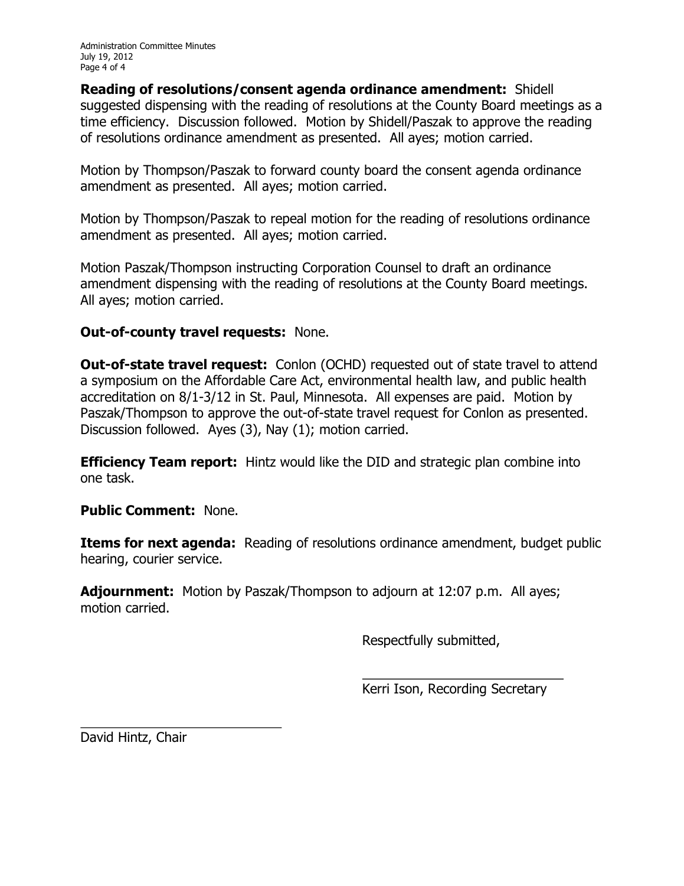**Reading of resolutions/consent agenda ordinance amendment:** Shidell suggested dispensing with the reading of resolutions at the County Board meetings as a time efficiency. Discussion followed. Motion by Shidell/Paszak to approve the reading of resolutions ordinance amendment as presented. All ayes; motion carried.

Motion by Thompson/Paszak to forward county board the consent agenda ordinance amendment as presented. All ayes; motion carried.

Motion by Thompson/Paszak to repeal motion for the reading of resolutions ordinance amendment as presented. All ayes; motion carried.

Motion Paszak/Thompson instructing Corporation Counsel to draft an ordinance amendment dispensing with the reading of resolutions at the County Board meetings. All ayes; motion carried.

**Out-of-county travel requests:** None.

**Out-of-state travel request:** Conlon (OCHD) requested out of state travel to attend a symposium on the Affordable Care Act, environmental health law, and public health accreditation on 8/1-3/12 in St. Paul, Minnesota. All expenses are paid. Motion by Paszak/Thompson to approve the out-of-state travel request for Conlon as presented. Discussion followed. Ayes (3), Nay (1); motion carried.

**Efficiency Team report:** Hintz would like the DID and strategic plan combine into one task.

**Public Comment:** None.

**Items for next agenda:** Reading of resolutions ordinance amendment, budget public hearing, courier service.

**Adjournment:** Motion by Paszak/Thompson to adjourn at 12:07 p.m. All ayes; motion carried.

Respectfully submitted,

\_\_\_\_\_\_\_\_\_\_\_\_\_\_\_\_\_\_\_\_\_\_\_\_\_\_\_\_

Kerri Ison, Recording Secretary

\_\_\_\_\_\_\_\_\_\_\_\_\_\_\_\_\_\_\_\_\_\_\_\_\_\_\_\_

David Hintz, Chair